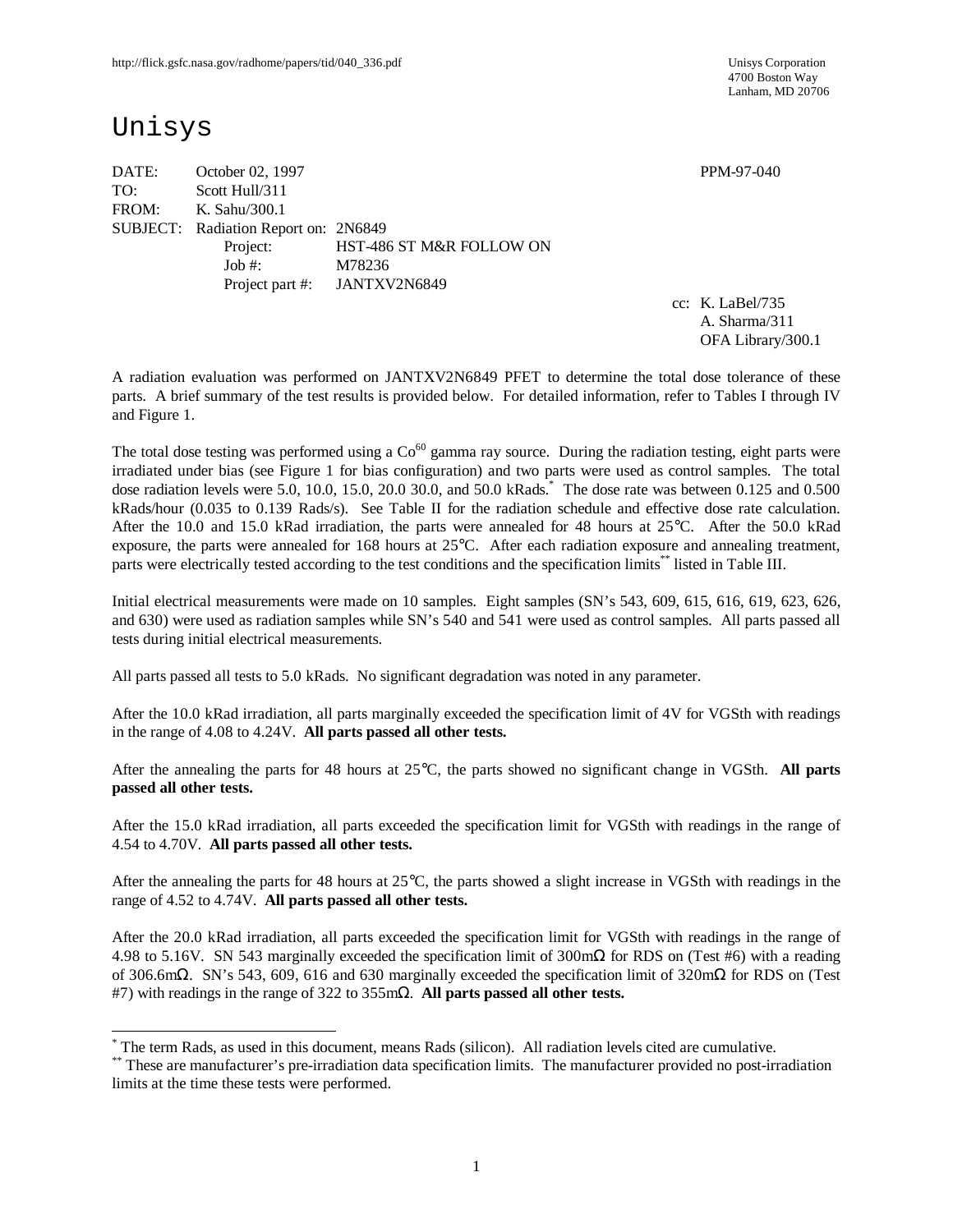http://flick.gsfc.nasa.gov/radhome/papers/tid/040_336.pdf

Unisys Corporation
4700 Boston Way
Lanham, MD 20706

# Unisys

DATE: October 02, 1997 PPM-97-040

TO: Scott Hull/311

FROM: K. Sahu/300.1

SUBJECT: Radiation Report on: 2N6849

Project: HST-486 ST M&R FOLLOW ON

Job #: M78236

Project part #: JANTXV2N6849

cc: K. LaBel/735
A. Sharma/311
OFA Library/300.1

A radiation evaluation was performed on JANTXV2N6849 PFET to determine the total dose tolerance of these parts. A brief summary of the test results is provided below. For detailed information, refer to Tables I through IV and Figure 1.

The total dose testing was performed using a $Co^{60}$ gamma ray source. During the radiation testing, eight parts were irradiated under bias (see Figure 1 for bias configuration) and two parts were used as control samples. The total dose radiation levels were 5.0, 10.0, 15.0, 20.0 30.0, and 50.0 kRads.* The dose rate was between 0.125 and 0.500 kRads/hour (0.035 to 0.139 Rads/s). See Table II for the radiation schedule and effective dose rate calculation. After the 10.0 and 15.0 kRad irradiation, the parts were annealed for 48 hours at 25°C. After the 50.0 kRad exposure, the parts were annealed for 168 hours at 25°C. After each radiation exposure and annealing treatment, parts were electrically tested according to the test conditions and the specification limits** listed in Table III.

Initial electrical measurements were made on 10 samples. Eight samples (SN's 543, 609, 615, 616, 619, 623, 626, and 630) were used as radiation samples while SN's 540 and 541 were used as control samples. All parts passed all tests during initial electrical measurements.

All parts passed all tests to 5.0 kRads. No significant degradation was noted in any parameter.

After the 10.0 kRad irradiation, all parts marginally exceeded the specification limit of 4V for VGSth with readings in the range of 4.08 to 4.24V. **All parts passed all other tests.**

After the annealing the parts for 48 hours at 25°C, the parts showed no significant change in VGSth. **All parts passed all other tests.**

After the 15.0 kRad irradiation, all parts exceeded the specification limit for VGSth with readings in the range of 4.54 to 4.70V. **All parts passed all other tests.**

After the annealing the parts for 48 hours at 25°C, the parts showed a slight increase in VGSth with readings in the range of 4.52 to 4.74V. **All parts passed all other tests.**

After the 20.0 kRad irradiation, all parts exceeded the specification limit for VGSth with readings in the range of 4.98 to 5.16V. SN 543 marginally exceeded the specification limit of 300mΩ for RDS on (Test #6) with a reading of 306.6mΩ. SN's 543, 609, 616 and 630 marginally exceeded the specification limit of 320mΩ for RDS on (Test #7) with readings in the range of 322 to 355mΩ. **All parts passed all other tests.**

---

* The term Rads, as used in this document, means Rads (silicon). All radiation levels cited are cumulative.

** These are manufacturer's pre-irradiation data specification limits. The manufacturer provided no post-irradiation limits at the time these tests were performed.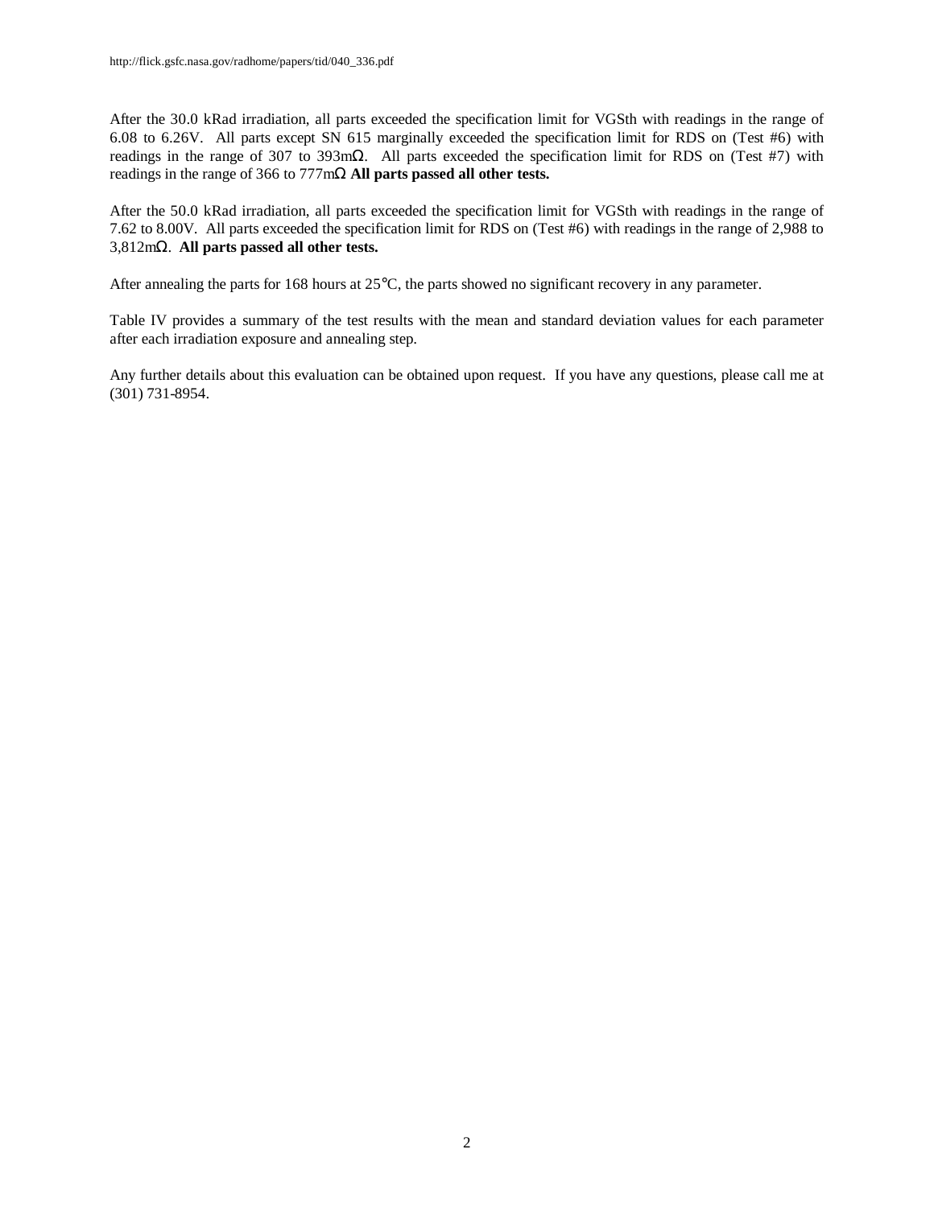After the 30.0 kRad irradiation, all parts exceeded the specification limit for VGSth with readings in the range of 6.08 to 6.26V. All parts except SN 615 marginally exceeded the specification limit for RDS on (Test #6) with readings in the range of 307 to 393mΩ. All parts exceeded the specification limit for RDS on (Test #7) with readings in the range of 366 to 777mΩ **All parts passed all other tests.**

After the 50.0 kRad irradiation, all parts exceeded the specification limit for VGSth with readings in the range of 7.62 to 8.00V. All parts exceeded the specification limit for RDS on (Test #6) with readings in the range of 2,988 to 3,812mΩ. **All parts passed all other tests.**

After annealing the parts for 168 hours at 25°C, the parts showed no significant recovery in any parameter.

Table IV provides a summary of the test results with the mean and standard deviation values for each parameter after each irradiation exposure and annealing step.

Any further details about this evaluation can be obtained upon request. If you have any questions, please call me at (301) 731-8954.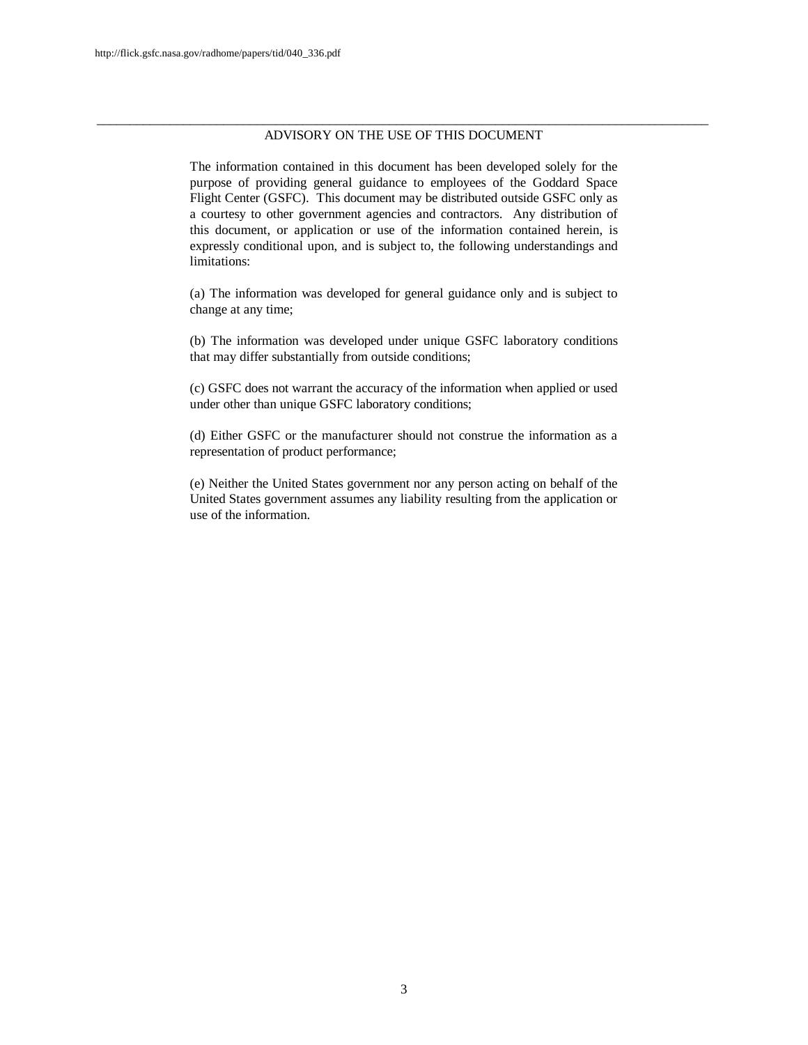## ADVISORY ON THE USE OF THIS DOCUMENT

The information contained in this document has been developed solely for the purpose of providing general guidance to employees of the Goddard Space Flight Center (GSFC). This document may be distributed outside GSFC only as a courtesy to other government agencies and contractors. Any distribution of this document, or application or use of the information contained herein, is expressly conditional upon, and is subject to, the following understandings and limitations:

(a) The information was developed for general guidance only and is subject to change at any time;

(b) The information was developed under unique GSFC laboratory conditions that may differ substantially from outside conditions;

(c) GSFC does not warrant the accuracy of the information when applied or used under other than unique GSFC laboratory conditions;

(d) Either GSFC or the manufacturer should not construe the information as a representation of product performance;

(e) Neither the United States government nor any person acting on behalf of the United States government assumes any liability resulting from the application or use of the information.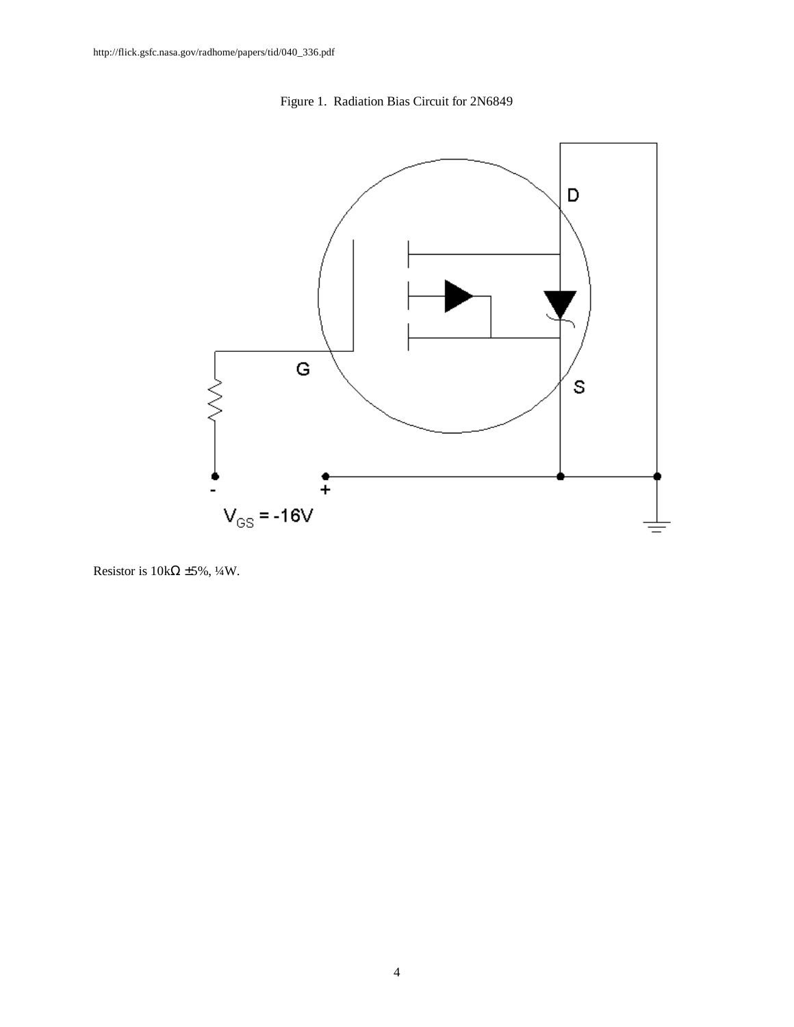Figure 1. Radiation Bias Circuit for 2N6849

Resistor is 10kΩ ±5%, ¼W.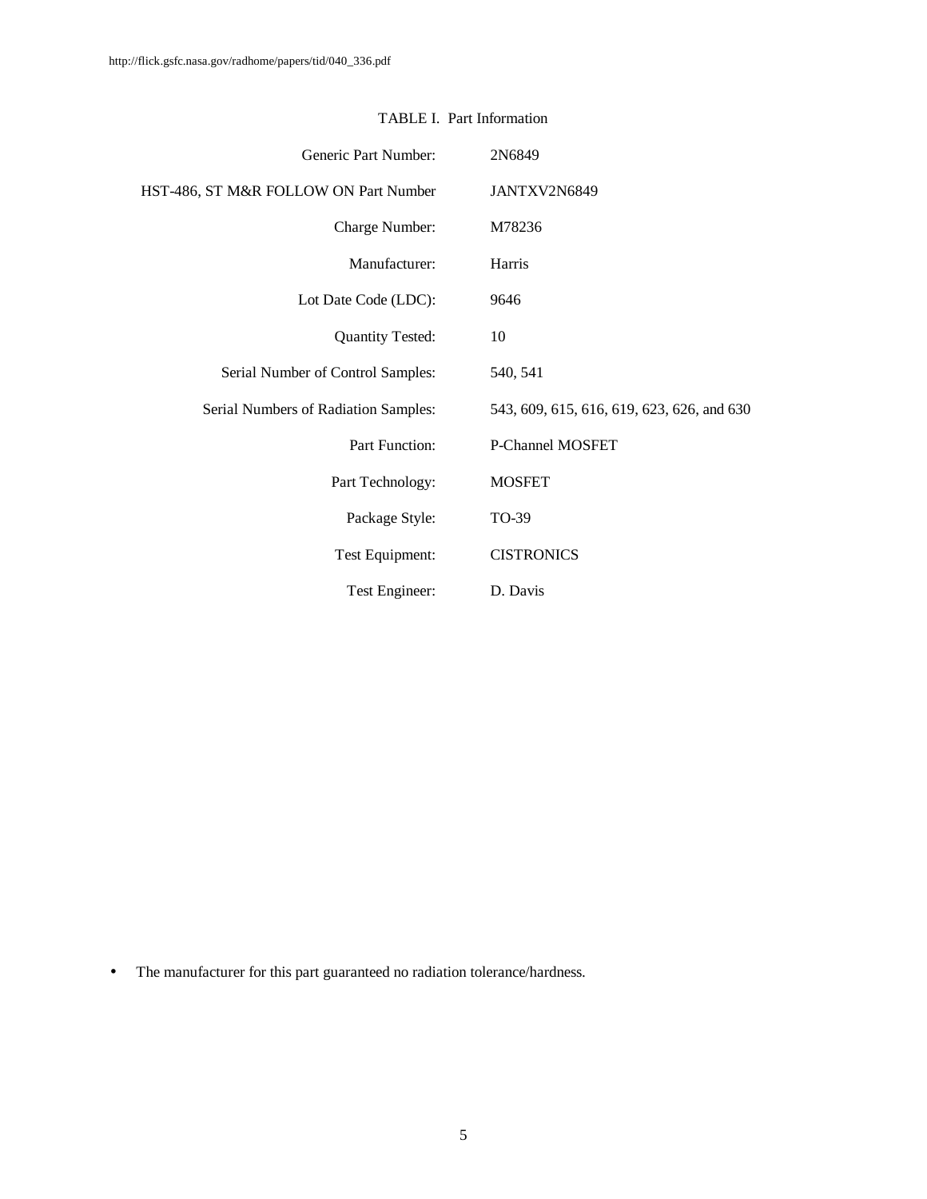TABLE I. Part Information

| | |
|---|---|
| Generic Part Number: | 2N6849 |
| HST-486, ST M&R FOLLOW ON Part Number | JANTXV2N6849 |
| Charge Number: | M78236 |
| Manufacturer: | Harris |
| Lot Date Code (LDC): | 9646 |
| Quantity Tested: | 10 |
| Serial Number of Control Samples: | 540, 541 |
| Serial Numbers of Radiation Samples: | 543, 609, 615, 616, 619, 623, 626, and 630 |
| Part Function: | P-Channel MOSFET |
| Part Technology: | MOSFET |
| Package Style: | TO-39 |
| Test Equipment: | CISTRONICS |
| Test Engineer: | D. Davis |

- The manufacturer for this part guaranteed no radiation tolerance/hardness.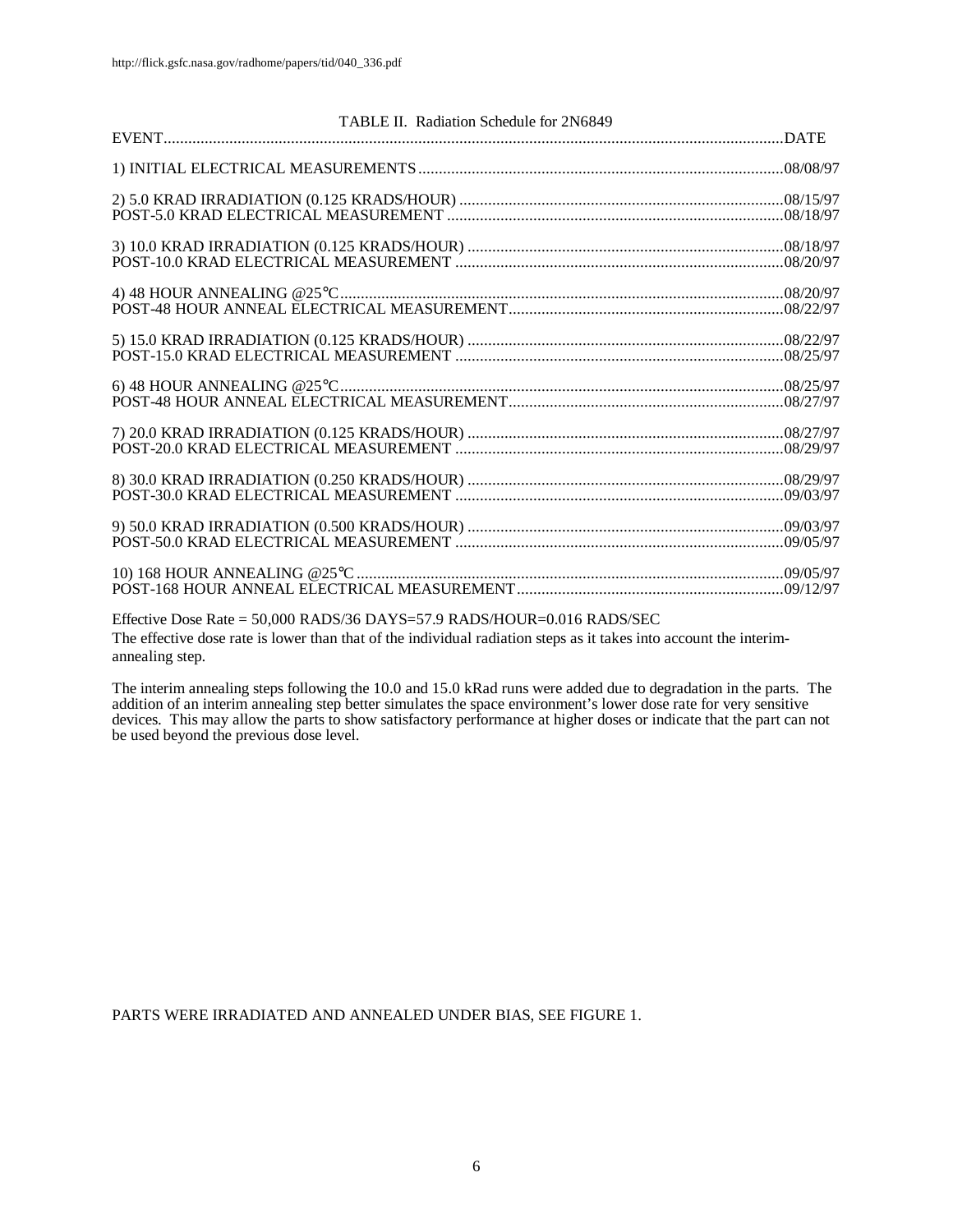TABLE II. Radiation Schedule for 2N6849

| EVENT | DATE |
|---|---|
| 1) INITIAL ELECTRICAL MEASUREMENTS | 08/08/97 |
| 2) 5.0 KRAD IRRADIATION (0.125 KRADS/HOUR) | 08/15/97 |
| POST-5.0 KRAD ELECTRICAL MEASUREMENT | 08/18/97 |
| 3) 10.0 KRAD IRRADIATION (0.125 KRADS/HOUR) | 08/18/97 |
| POST-10.0 KRAD ELECTRICAL MEASUREMENT | 08/20/97 |
| 4) 48 HOUR ANNEALING @25°C | 08/20/97 |
| POST-48 HOUR ANNEAL ELECTRICAL MEASUREMENT | 08/22/97 |
| 5) 15.0 KRAD IRRADIATION (0.125 KRADS/HOUR) | 08/22/97 |
| POST-15.0 KRAD ELECTRICAL MEASUREMENT | 08/25/97 |
| 6) 48 HOUR ANNEALING @25°C | 08/25/97 |
| POST-48 HOUR ANNEAL ELECTRICAL MEASUREMENT | 08/27/97 |
| 7) 20.0 KRAD IRRADIATION (0.125 KRADS/HOUR) | 08/27/97 |
| POST-20.0 KRAD ELECTRICAL MEASUREMENT | 08/29/97 |
| 8) 30.0 KRAD IRRADIATION (0.250 KRADS/HOUR) | 08/29/97 |
| POST-30.0 KRAD ELECTRICAL MEASUREMENT | 09/03/97 |
| 9) 50.0 KRAD IRRADIATION (0.500 KRADS/HOUR) | 09/03/97 |
| POST-50.0 KRAD ELECTRICAL MEASUREMENT | 09/05/97 |
| 10) 168 HOUR ANNEALING @25°C | 09/05/97 |
| POST-168 HOUR ANNEAL ELECTRICAL MEASUREMENT | 09/12/97 |

Effective Dose Rate = 50,000 RADS/36 DAYS=57.9 RADS/HOUR=0.016 RADS/SEC

The effective dose rate is lower than that of the individual radiation steps as it takes into account the interim-annealing step.

The interim annealing steps following the 10.0 and 15.0 kRad runs were added due to degradation in the parts. The addition of an interim annealing step better simulates the space environment's lower dose rate for very sensitive devices. This may allow the parts to show satisfactory performance at higher doses or indicate that the part can not be used beyond the previous dose level.

PARTS WERE IRRADIATED AND ANNEALED UNDER BIAS, SEE FIGURE 1.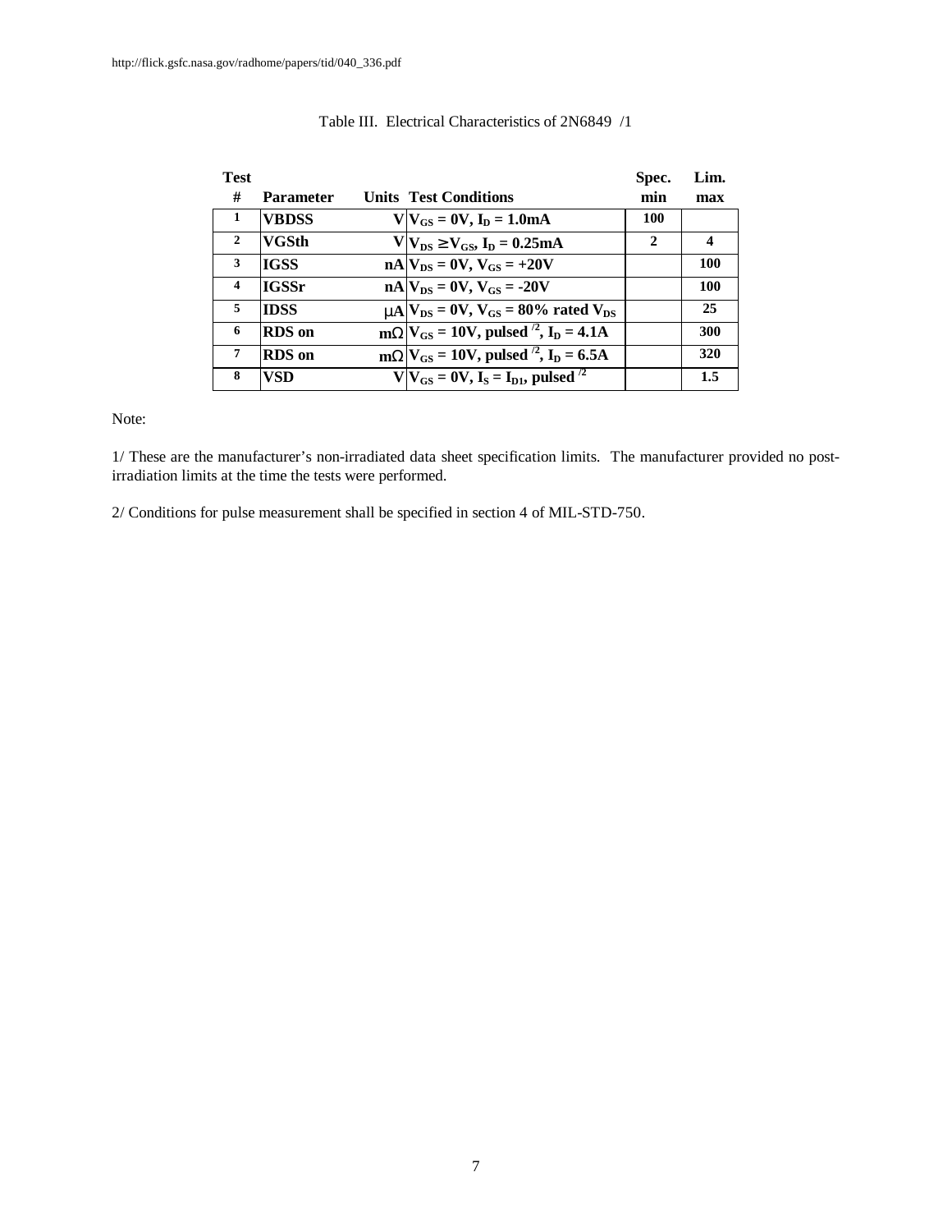http://flick.gsfc.nasa.gov/radhome/papers/tid/040_336.pdf

Table III. Electrical Characteristics of 2N6849 /1

| Test # | Parameter | Units | Test Conditions | Spec. min | Lim. max |
|---|---|---|---|---|---|
| 1 | VBDSS | V | $V_{GS} = 0V$, $I_D = 1.0mA$ | 100 | |
| 2 | VGSth | V | $V_{DS} \geq V_{GS}$, $I_D = 0.25mA$ | 2 | 4 |
| 3 | IGSS | nA | $V_{DS} = 0V$, $V_{GS} = +20V$ | | 100 |
| 4 | IGSSr | nA | $V_{DS} = 0V$, $V_{GS} = -20V$ | | 100 |
| 5 | IDSS | μA | $V_{DS} = 0V$, $V_{GS} = 80\%$ rated $V_{DS}$ | | 25 |
| 6 | RDS on | mΩ | $V_{GS} = 10V$, pulsed /2, $I_D = 4.1A$ | | 300 |
| 7 | RDS on | mΩ | $V_{GS} = 10V$, pulsed /2, $I_D = 6.5A$ | | 320 |
| 8 | VSD | V | $V_{GS} = 0V$, $I_S = I_{D1}$, pulsed /2 | | 1.5 |

Note:

1/ These are the manufacturer's non-irradiated data sheet specification limits. The manufacturer provided no post-irradiation limits at the time the tests were performed.

2/ Conditions for pulse measurement shall be specified in section 4 of MIL-STD-750.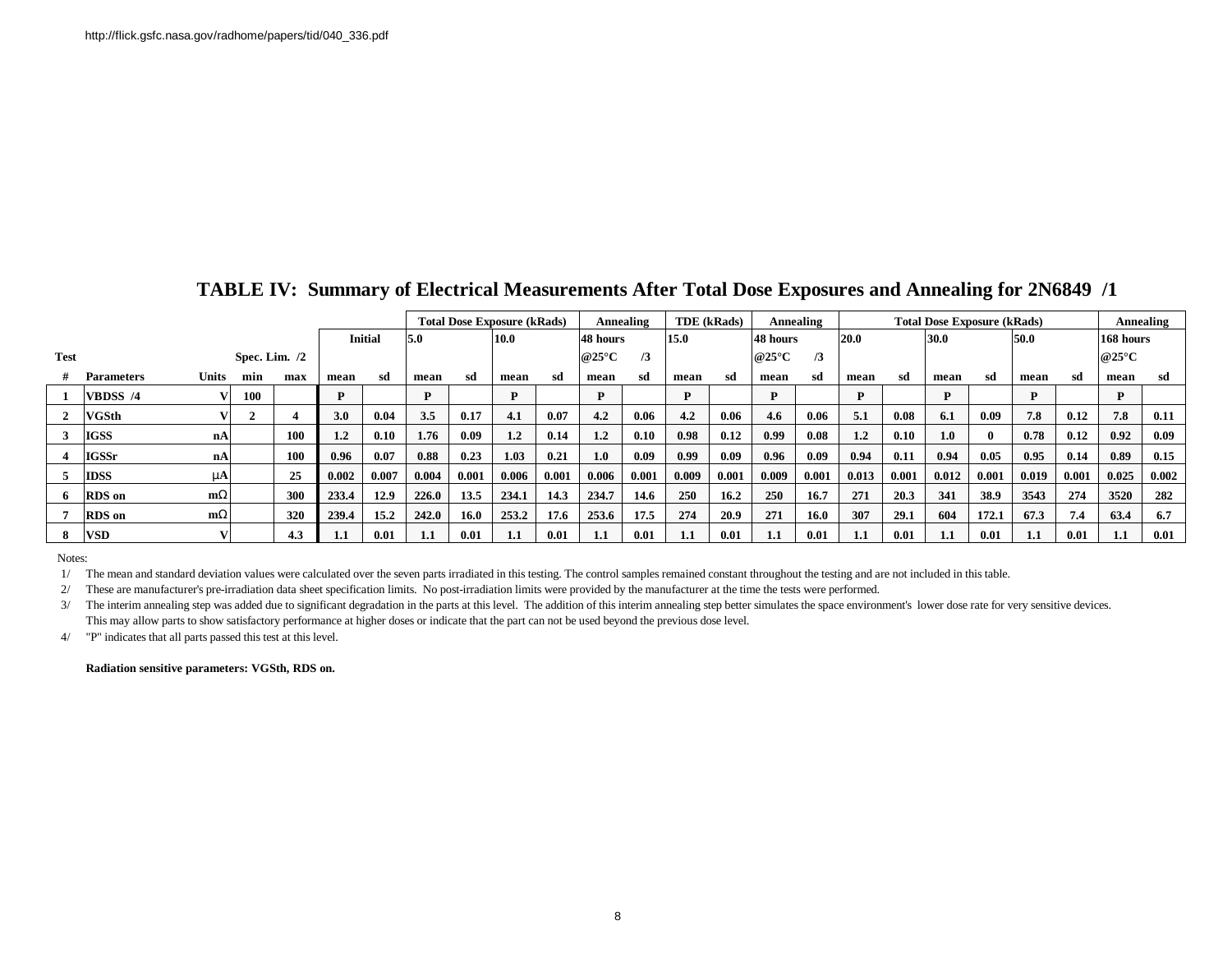http://flick.gsfc.nasa.gov/radhome/papers/tid/040_336.pdf

# TABLE IV: Summary of Electrical Measurements After Total Dose Exposures and Annealing for 2N6849 /1

| | | | | | | | Total Dose Exposure (kRads) | | | | Annealing | | TDE (kRads) | | Annealing | | Total Dose Exposure (kRads) | | | | | | Annealing | |
|---|---|---|---|---|---|---|---|---|---|---|---|---|---|---|---|---|---|---|---|---|---|---|---|---|
| | | | | | Initial | | 5.0 | | 10.0 | | 48 hours | | 15.0 | | 48 hours | | 20.0 | | 30.0 | | 50.0 | | 168 hours | |
| Test | | | Spec. Lim. /2 | | | | | | | | @25°C /3 | | | | @25°C /3 | | | | | | | | @25°C | |
| # | Parameters | Units | min | max | mean | sd | mean | sd | mean | sd | mean | sd | mean | sd | mean | sd | mean | sd | mean | sd | mean | sd | mean | sd |
| 1 | VBDSS /4 | V | 100 | | P | | P | | P | | P | | P | | P | | P | | P | | P | | P | |
| 2 | VGSth | V | 2 | 4 | 3.0 | 0.04 | 3.5 | 0.17 | 4.1 | 0.07 | 4.2 | 0.06 | 4.2 | 0.06 | 4.6 | 0.06 | 5.1 | 0.08 | 6.1 | 0.09 | 7.8 | 0.12 | 7.8 | 0.11 |
| 3 | IGSS | nA | | 100 | 1.2 | 0.10 | 1.76 | 0.09 | 1.2 | 0.14 | 1.2 | 0.10 | 0.98 | 0.12 | 0.99 | 0.08 | 1.2 | 0.10 | 1.0 | 0 | 0.78 | 0.12 | 0.92 | 0.09 |
| 4 | IGSSr | nA | | 100 | 0.96 | 0.07 | 0.88 | 0.23 | 1.03 | 0.21 | 1.0 | 0.09 | 0.99 | 0.09 | 0.96 | 0.09 | 0.94 | 0.11 | 0.94 | 0.05 | 0.95 | 0.14 | 0.89 | 0.15 |
| 5 | IDSS | μA | | 25 | 0.002 | 0.007 | 0.004 | 0.001 | 0.006 | 0.001 | 0.006 | 0.001 | 0.009 | 0.001 | 0.009 | 0.001 | 0.013 | 0.001 | 0.012 | 0.001 | 0.019 | 0.001 | 0.025 | 0.002 |
| 6 | RDS on | mΩ | | 300 | 233.4 | 12.9 | 226.0 | 13.5 | 234.1 | 14.3 | 234.7 | 14.6 | 250 | 16.2 | 250 | 16.7 | 271 | 20.3 | 341 | 38.9 | 3543 | 274 | 3520 | 282 |
| 7 | RDS on | mΩ | | 320 | 239.4 | 15.2 | 242.0 | 16.0 | 253.2 | 17.6 | 253.6 | 17.5 | 274 | 20.9 | 271 | 16.0 | 307 | 29.1 | 604 | 172.1 | 67.3 | 7.4 | 63.4 | 6.7 |
| 8 | VSD | V | | 4.3 | 1.1 | 0.01 | 1.1 | 0.01 | 1.1 | 0.01 | 1.1 | 0.01 | 1.1 | 0.01 | 1.1 | 0.01 | 1.1 | 0.01 | 1.1 | 0.01 | 1.1 | 0.01 | 1.1 | 0.01 |

Notes:

1/ The mean and standard deviation values were calculated over the seven parts irradiated in this testing. The control samples remained constant throughout the testing and are not included in this table.

2/ These are manufacturer's pre-irradiation data sheet specification limits. No post-irradiation limits were provided by the manufacturer at the time the tests were performed.

3/ The interim annealing step was added due to significant degradation in the parts at this level. The addition of this interim annealing step better simulates the space environment's lower dose rate for very sensitive devices. This may allow parts to show satisfactory performance at higher doses or indicate that the part can not be used beyond the previous dose level.

4/ "P" indicates that all parts passed this test at this level.

**Radiation sensitive parameters: VGSth, RDS on.**